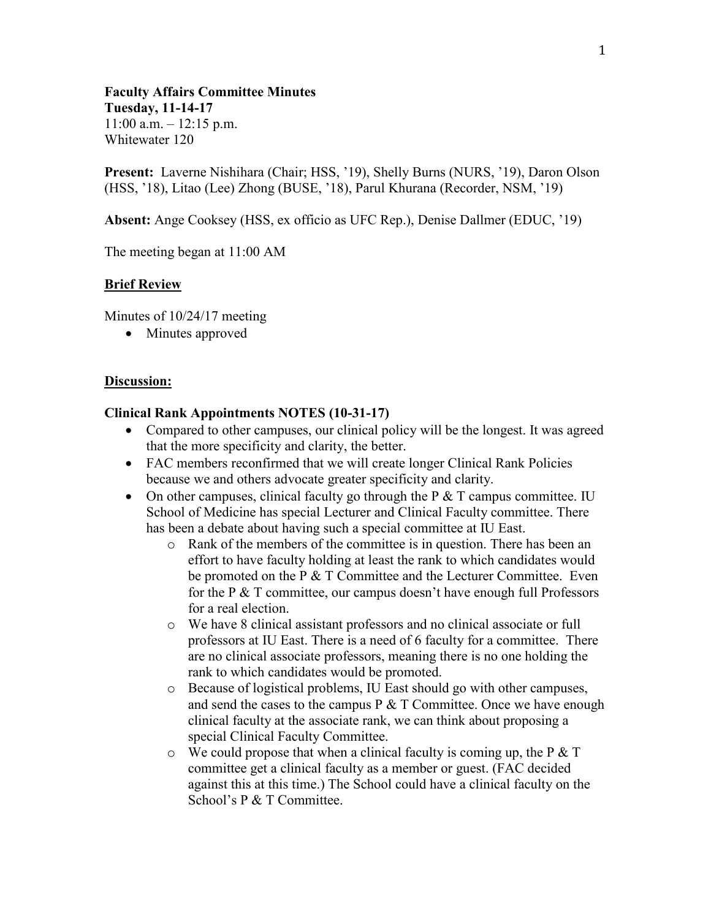**Faculty Affairs Committee Minutes**
**Tuesday, 11-14-17**
11:00 a.m. – 12:15 p.m.
Whitewater 120

**Present:** Laverne Nishihara (Chair; HSS, '19), Shelly Burns (NURS, '19), Daron Olson (HSS, '18), Litao (Lee) Zhong (BUSE, '18), Parul Khurana (Recorder, NSM, '19)

**Absent:** Ange Cooksey (HSS, ex officio as UFC Rep.), Denise Dallmer (EDUC, '19)

The meeting began at 11:00 AM

**Brief Review**

Minutes of 10/24/17 meeting

- Minutes approved

**Discussion:**

**Clinical Rank Appointments NOTES (10-31-17)**

- Compared to other campuses, our clinical policy will be the longest. It was agreed that the more specificity and clarity, the better.
- FAC members reconfirmed that we will create longer Clinical Rank Policies because we and others advocate greater specificity and clarity.
- On other campuses, clinical faculty go through the P & T campus committee. IU School of Medicine has special Lecturer and Clinical Faculty committee. There has been a debate about having such a special committee at IU East.
  - Rank of the members of the committee is in question. There has been an effort to have faculty holding at least the rank to which candidates would be promoted on the P & T Committee and the Lecturer Committee. Even for the P & T committee, our campus doesn't have enough full Professors for a real election.
  - We have 8 clinical assistant professors and no clinical associate or full professors at IU East. There is a need of 6 faculty for a committee. There are no clinical associate professors, meaning there is no one holding the rank to which candidates would be promoted.
  - Because of logistical problems, IU East should go with other campuses, and send the cases to the campus P & T Committee. Once we have enough clinical faculty at the associate rank, we can think about proposing a special Clinical Faculty Committee.
  - We could propose that when a clinical faculty is coming up, the P & T committee get a clinical faculty as a member or guest. (FAC decided against this at this time.) The School could have a clinical faculty on the School's P & T Committee.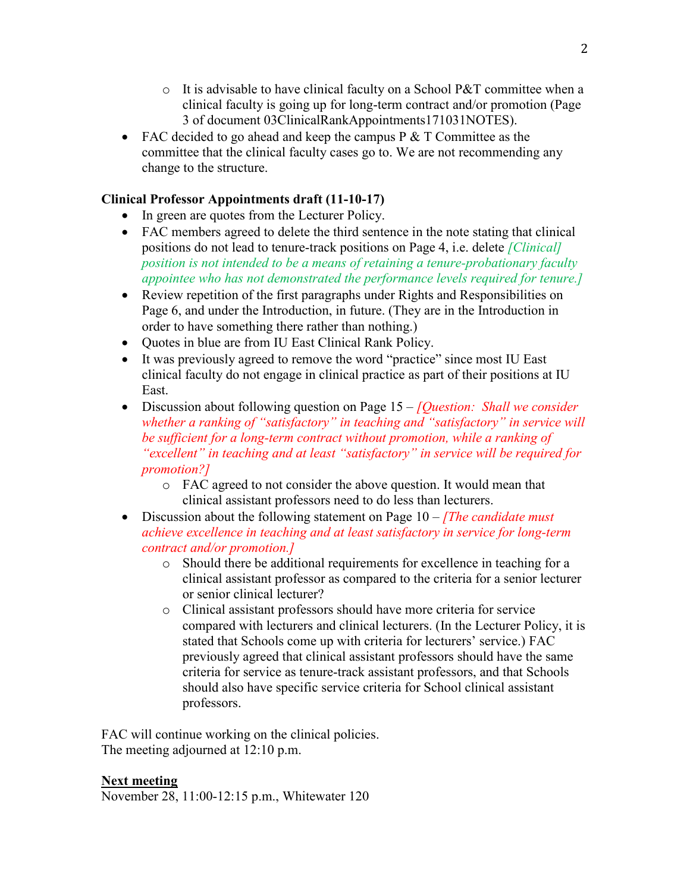- It is advisable to have clinical faculty on a School P&T committee when a clinical faculty is going up for long-term contract and/or promotion (Page 3 of document 03ClinicalRankAppointments171031NOTES).
- FAC decided to go ahead and keep the campus P & T Committee as the committee that the clinical faculty cases go to. We are not recommending any change to the structure.

**Clinical Professor Appointments draft (11-10-17)**

- In green are quotes from the Lecturer Policy.
- FAC members agreed to delete the third sentence in the note stating that clinical positions do not lead to tenure-track positions on Page 4, i.e. delete *[Clinical] position is not intended to be a means of retaining a tenure-probationary faculty appointee who has not demonstrated the performance levels required for tenure.]*
- Review repetition of the first paragraphs under Rights and Responsibilities on Page 6, and under the Introduction, in future. (They are in the Introduction in order to have something there rather than nothing.)
- Quotes in blue are from IU East Clinical Rank Policy.
- It was previously agreed to remove the word "practice" since most IU East clinical faculty do not engage in clinical practice as part of their positions at IU East.
- Discussion about following question on Page 15 – *[Question: Shall we consider whether a ranking of "satisfactory" in teaching and "satisfactory" in service will be sufficient for a long-term contract without promotion, while a ranking of "excellent" in teaching and at least "satisfactory" in service will be required for promotion?]*
    - FAC agreed to not consider the above question. It would mean that clinical assistant professors need to do less than lecturers.
- Discussion about the following statement on Page 10 – *[The candidate must achieve excellence in teaching and at least satisfactory in service for long-term contract and/or promotion.]*
    - Should there be additional requirements for excellence in teaching for a clinical assistant professor as compared to the criteria for a senior lecturer or senior clinical lecturer?
    - Clinical assistant professors should have more criteria for service compared with lecturers and clinical lecturers. (In the Lecturer Policy, it is stated that Schools come up with criteria for lecturers' service.) FAC previously agreed that clinical assistant professors should have the same criteria for service as tenure-track assistant professors, and that Schools should also have specific service criteria for School clinical assistant professors.

FAC will continue working on the clinical policies.
The meeting adjourned at 12:10 p.m.

**<u>Next meeting</u>**
November 28, 11:00-12:15 p.m., Whitewater 120